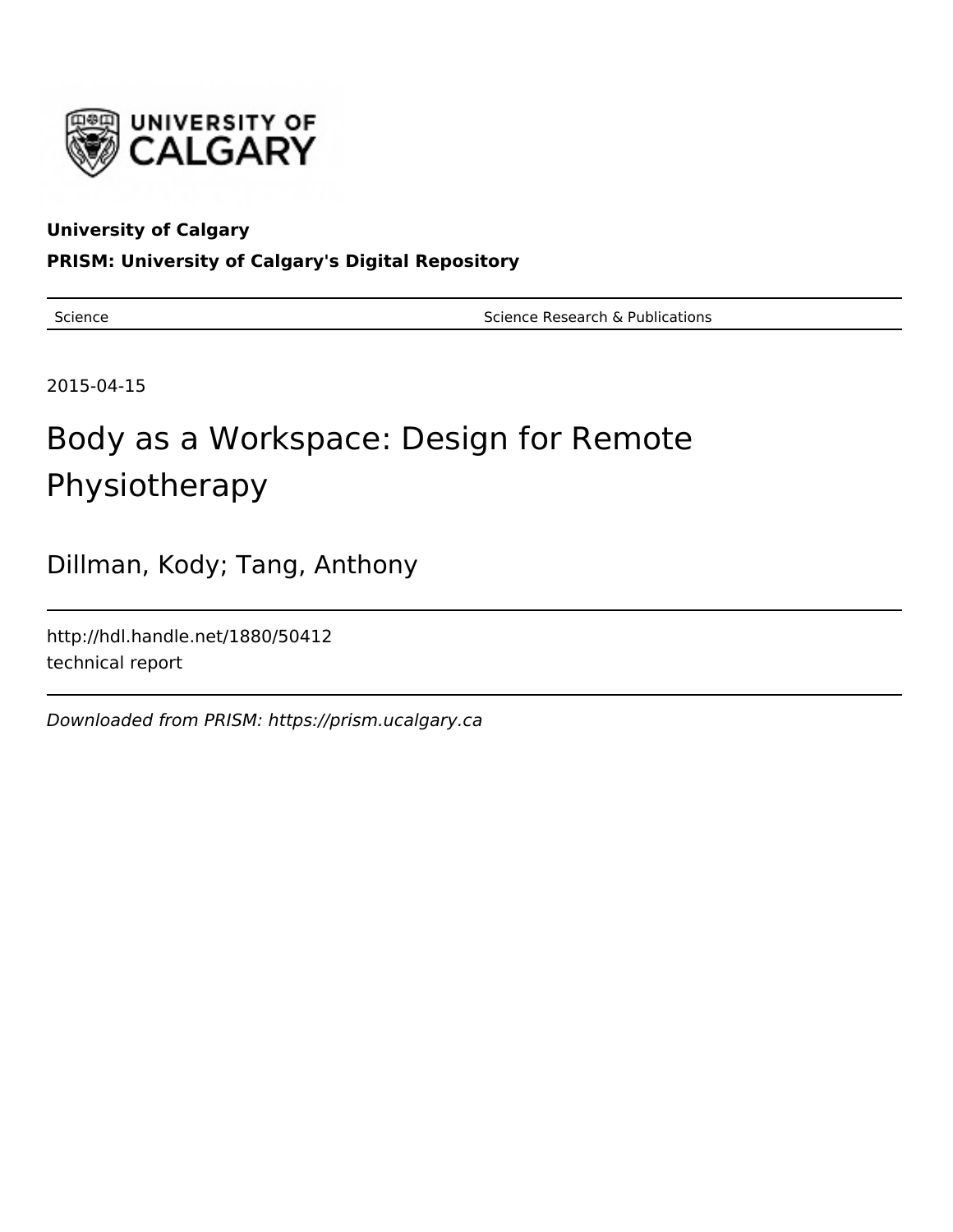**University of Calgary**

**PRISM: University of Calgary's Digital Repository**

Science | Science Research & Publications

2015-04-15

# Body as a Workspace: Design for Remote Physiotherapy

Dillman, Kody; Tang, Anthony

http://hdl.handle.net/1880/50412

technical report

*Downloaded from PRISM: https://prism.ucalgary.ca*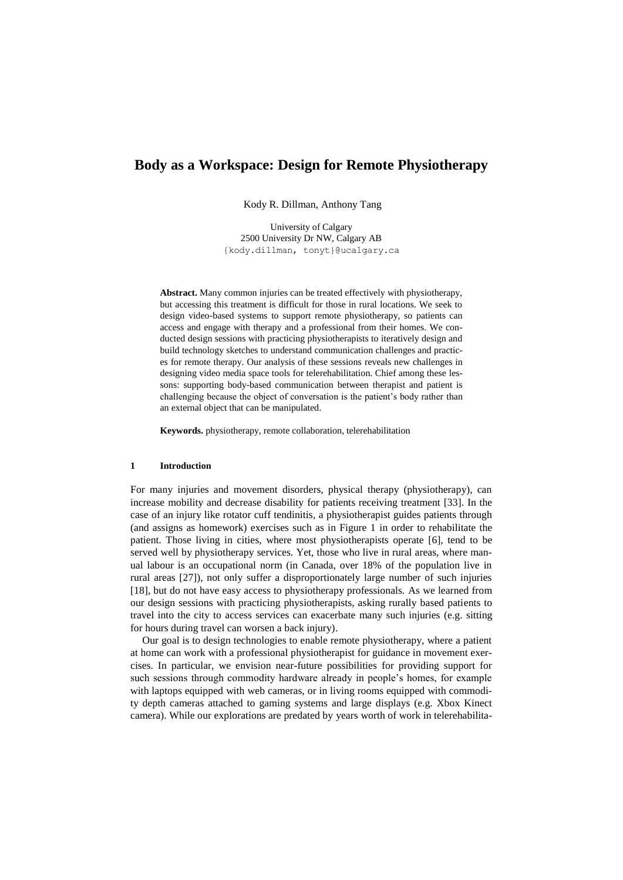# Body as a Workspace: Design for Remote Physiotherapy

Kody R. Dillman, Anthony Tang

University of Calgary
2500 University Dr NW, Calgary AB
{kody.dillman, tonyt}@ucalgary.ca

**Abstract.** Many common injuries can be treated effectively with physiotherapy, but accessing this treatment is difficult for those in rural locations. We seek to design video-based systems to support remote physiotherapy, so patients can access and engage with therapy and a professional from their homes. We conducted design sessions with practicing physiotherapists to iteratively design and build technology sketches to understand communication challenges and practices for remote therapy. Our analysis of these sessions reveals new challenges in designing video media space tools for telerehabilitation. Chief among these lessons: supporting body-based communication between therapist and patient is challenging because the object of conversation is the patient's body rather than an external object that can be manipulated.

**Keywords.** physiotherapy, remote collaboration, telerehabilitation

## 1 Introduction

For many injuries and movement disorders, physical therapy (physiotherapy), can increase mobility and decrease disability for patients receiving treatment [33]. In the case of an injury like rotator cuff tendinitis, a physiotherapist guides patients through (and assigns as homework) exercises such as in Figure 1 in order to rehabilitate the patient. Those living in cities, where most physiotherapists operate [6], tend to be served well by physiotherapy services. Yet, those who live in rural areas, where manual labour is an occupational norm (in Canada, over 18% of the population live in rural areas [27]), not only suffer a disproportionately large number of such injuries [18], but do not have easy access to physiotherapy professionals. As we learned from our design sessions with practicing physiotherapists, asking rurally based patients to travel into the city to access services can exacerbate many such injuries (e.g. sitting for hours during travel can worsen a back injury).

Our goal is to design technologies to enable remote physiotherapy, where a patient at home can work with a professional physiotherapist for guidance in movement exercises. In particular, we envision near-future possibilities for providing support for such sessions through commodity hardware already in people's homes, for example with laptops equipped with web cameras, or in living rooms equipped with commodity depth cameras attached to gaming systems and large displays (e.g. Xbox Kinect camera). While our explorations are predated by years worth of work in telerehabilita-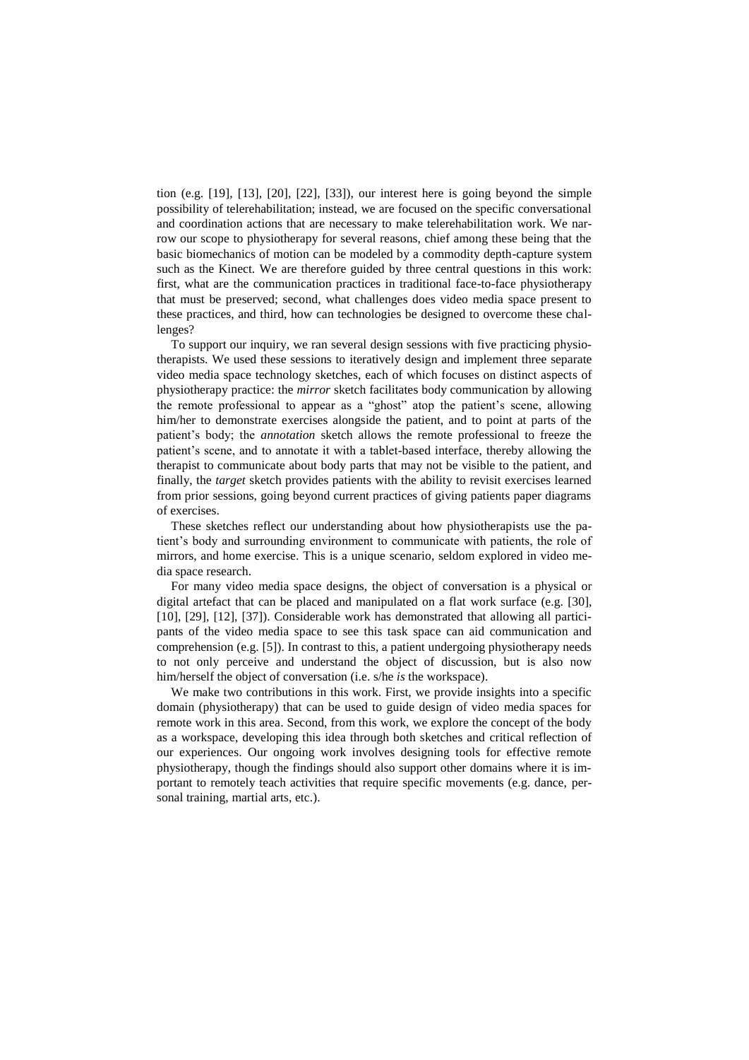tion (e.g. [19], [13], [20], [22], [33]), our interest here is going beyond the simple possibility of telerehabilitation; instead, we are focused on the specific conversational and coordination actions that are necessary to make telerehabilitation work. We narrow our scope to physiotherapy for several reasons, chief among these being that the basic biomechanics of motion can be modeled by a commodity depth-capture system such as the Kinect. We are therefore guided by three central questions in this work: first, what are the communication practices in traditional face-to-face physiotherapy that must be preserved; second, what challenges does video media space present to these practices, and third, how can technologies be designed to overcome these challenges?

To support our inquiry, we ran several design sessions with five practicing physiotherapists. We used these sessions to iteratively design and implement three separate video media space technology sketches, each of which focuses on distinct aspects of physiotherapy practice: the *mirror* sketch facilitates body communication by allowing the remote professional to appear as a "ghost" atop the patient's scene, allowing him/her to demonstrate exercises alongside the patient, and to point at parts of the patient's body; the *annotation* sketch allows the remote professional to freeze the patient's scene, and to annotate it with a tablet-based interface, thereby allowing the therapist to communicate about body parts that may not be visible to the patient, and finally, the *target* sketch provides patients with the ability to revisit exercises learned from prior sessions, going beyond current practices of giving patients paper diagrams of exercises.

These sketches reflect our understanding about how physiotherapists use the patient's body and surrounding environment to communicate with patients, the role of mirrors, and home exercise. This is a unique scenario, seldom explored in video media space research.

For many video media space designs, the object of conversation is a physical or digital artefact that can be placed and manipulated on a flat work surface (e.g. [30], [10], [29], [12], [37]). Considerable work has demonstrated that allowing all participants of the video media space to see this task space can aid communication and comprehension (e.g. [5]). In contrast to this, a patient undergoing physiotherapy needs to not only perceive and understand the object of discussion, but is also now him/herself the object of conversation (i.e. s/he *is* the workspace).

We make two contributions in this work. First, we provide insights into a specific domain (physiotherapy) that can be used to guide design of video media spaces for remote work in this area. Second, from this work, we explore the concept of the body as a workspace, developing this idea through both sketches and critical reflection of our experiences. Our ongoing work involves designing tools for effective remote physiotherapy, though the findings should also support other domains where it is important to remotely teach activities that require specific movements (e.g. dance, personal training, martial arts, etc.).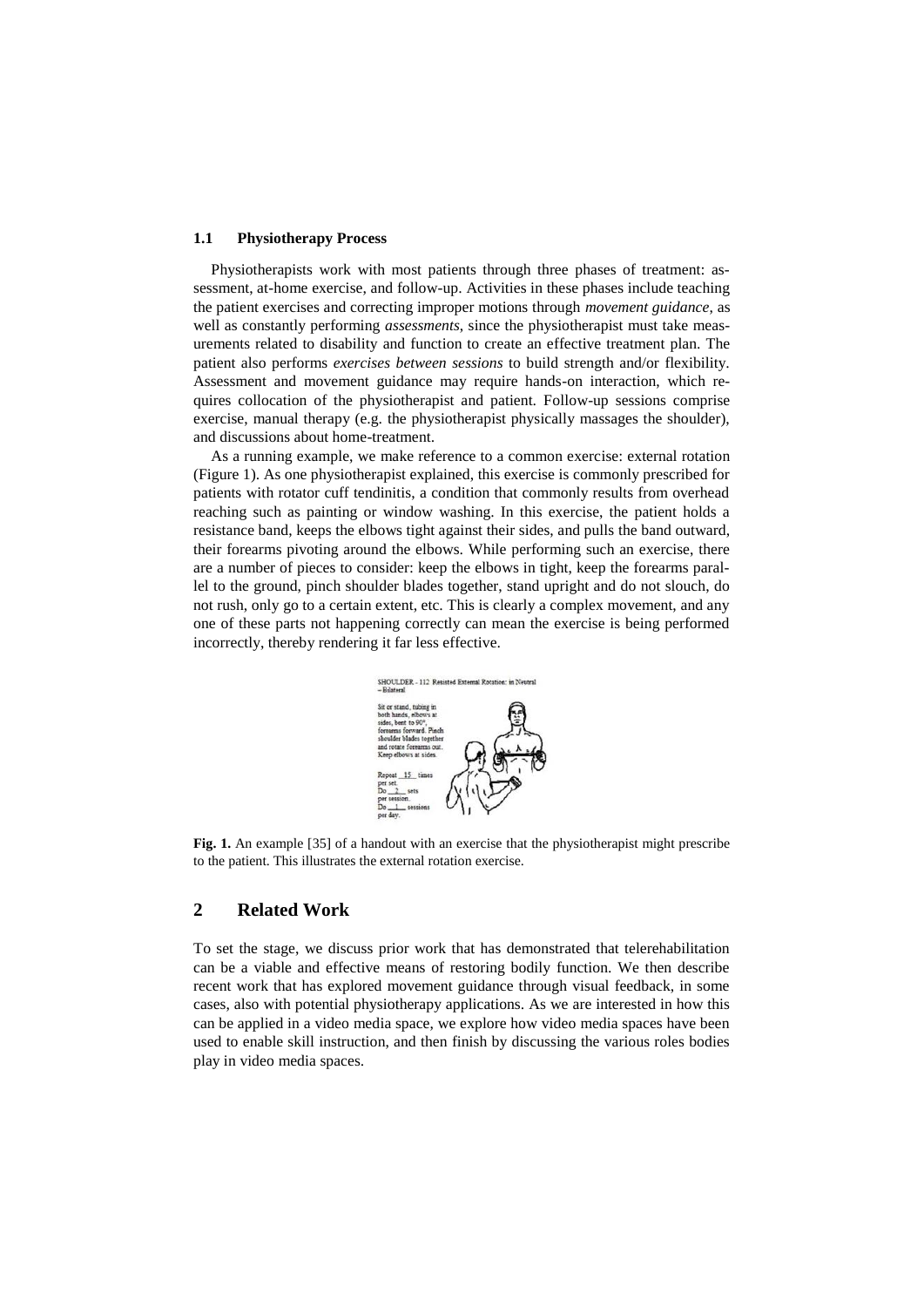### 1.1 Physiotherapy Process

Physiotherapists work with most patients through three phases of treatment: assessment, at-home exercise, and follow-up. Activities in these phases include teaching the patient exercises and correcting improper motions through *movement guidance*, as well as constantly performing *assessments*, since the physiotherapist must take measurements related to disability and function to create an effective treatment plan. The patient also performs *exercises between sessions* to build strength and/or flexibility. Assessment and movement guidance may require hands-on interaction, which requires collocation of the physiotherapist and patient. Follow-up sessions comprise exercise, manual therapy (e.g. the physiotherapist physically massages the shoulder), and discussions about home-treatment.

As a running example, we make reference to a common exercise: external rotation (Figure 1). As one physiotherapist explained, this exercise is commonly prescribed for patients with rotator cuff tendinitis, a condition that commonly results from overhead reaching such as painting or window washing. In this exercise, the patient holds a resistance band, keeps the elbows tight against their sides, and pulls the band outward, their forearms pivoting around the elbows. While performing such an exercise, there are a number of pieces to consider: keep the elbows in tight, keep the forearms parallel to the ground, pinch shoulder blades together, stand upright and do not slouch, do not rush, only go to a certain extent, etc. This is clearly a complex movement, and any one of these parts not happening correctly can mean the exercise is being performed incorrectly, thereby rendering it far less effective.

SHOULDER - 112 Resisted External Rotation: in Neutral – Bilateral

Sit or stand, tubing in both hands, elbows at sides, bent to 90°, forearms forward. Pinch shoulder blades together and rotate forearms out. Keep elbows at sides.

Repeat 15 times per set.
Do 2 sets per session.
Do 1 sessions per day.

**Fig. 1.** An example [35] of a handout with an exercise that the physiotherapist might prescribe to the patient. This illustrates the external rotation exercise.

## 2 Related Work

To set the stage, we discuss prior work that has demonstrated that telerehabilitation can be a viable and effective means of restoring bodily function. We then describe recent work that has explored movement guidance through visual feedback, in some cases, also with potential physiotherapy applications. As we are interested in how this can be applied in a video media space, we explore how video media spaces have been used to enable skill instruction, and then finish by discussing the various roles bodies play in video media spaces.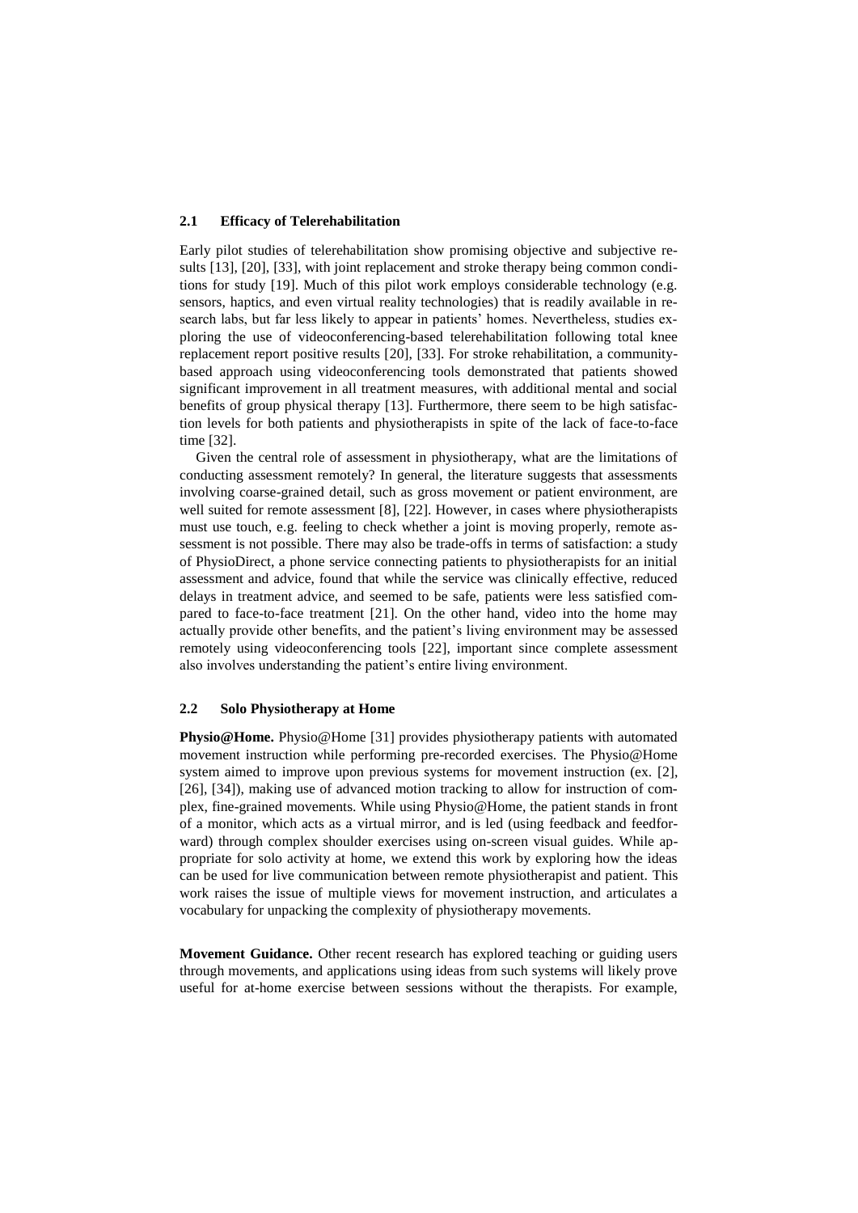### 2.1 Efficacy of Telerehabilitation

Early pilot studies of telerehabilitation show promising objective and subjective results [13], [20], [33], with joint replacement and stroke therapy being common conditions for study [19]. Much of this pilot work employs considerable technology (e.g. sensors, haptics, and even virtual reality technologies) that is readily available in research labs, but far less likely to appear in patients' homes. Nevertheless, studies exploring the use of videoconferencing-based telerehabilitation following total knee replacement report positive results [20], [33]. For stroke rehabilitation, a community-based approach using videoconferencing tools demonstrated that patients showed significant improvement in all treatment measures, with additional mental and social benefits of group physical therapy [13]. Furthermore, there seem to be high satisfaction levels for both patients and physiotherapists in spite of the lack of face-to-face time [32].

Given the central role of assessment in physiotherapy, what are the limitations of conducting assessment remotely? In general, the literature suggests that assessments involving coarse-grained detail, such as gross movement or patient environment, are well suited for remote assessment [8], [22]. However, in cases where physiotherapists must use touch, e.g. feeling to check whether a joint is moving properly, remote assessment is not possible. There may also be trade-offs in terms of satisfaction: a study of PhysioDirect, a phone service connecting patients to physiotherapists for an initial assessment and advice, found that while the service was clinically effective, reduced delays in treatment advice, and seemed to be safe, patients were less satisfied compared to face-to-face treatment [21]. On the other hand, video into the home may actually provide other benefits, and the patient's living environment may be assessed remotely using videoconferencing tools [22], important since complete assessment also involves understanding the patient's entire living environment.

### 2.2 Solo Physiotherapy at Home

**Physio@Home.** Physio@Home [31] provides physiotherapy patients with automated movement instruction while performing pre-recorded exercises. The Physio@Home system aimed to improve upon previous systems for movement instruction (ex. [2], [26], [34]), making use of advanced motion tracking to allow for instruction of complex, fine-grained movements. While using Physio@Home, the patient stands in front of a monitor, which acts as a virtual mirror, and is led (using feedback and feedforward) through complex shoulder exercises using on-screen visual guides. While appropriate for solo activity at home, we extend this work by exploring how the ideas can be used for live communication between remote physiotherapist and patient. This work raises the issue of multiple views for movement instruction, and articulates a vocabulary for unpacking the complexity of physiotherapy movements.

**Movement Guidance.** Other recent research has explored teaching or guiding users through movements, and applications using ideas from such systems will likely prove useful for at-home exercise between sessions without the therapists. For example,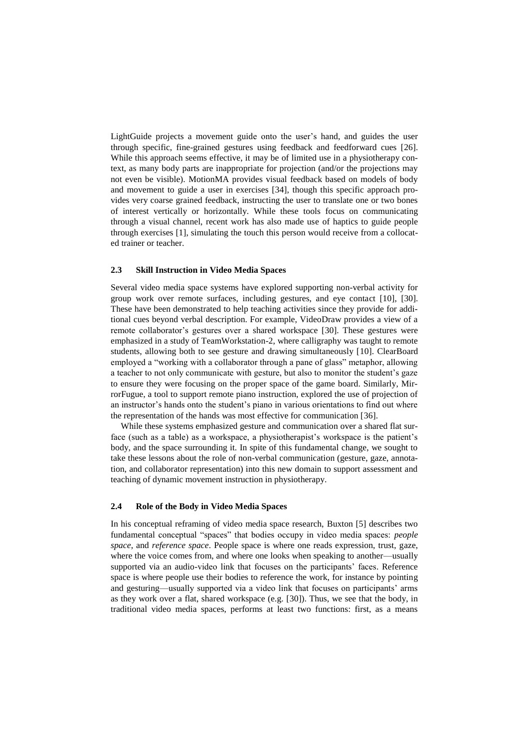LightGuide projects a movement guide onto the user's hand, and guides the user through specific, fine-grained gestures using feedback and feedforward cues [26]. While this approach seems effective, it may be of limited use in a physiotherapy context, as many body parts are inappropriate for projection (and/or the projections may not even be visible). MotionMA provides visual feedback based on models of body and movement to guide a user in exercises [34], though this specific approach provides very coarse grained feedback, instructing the user to translate one or two bones of interest vertically or horizontally. While these tools focus on communicating through a visual channel, recent work has also made use of haptics to guide people through exercises [1], simulating the touch this person would receive from a collocated trainer or teacher.

### 2.3 Skill Instruction in Video Media Spaces

Several video media space systems have explored supporting non-verbal activity for group work over remote surfaces, including gestures, and eye contact [10], [30]. These have been demonstrated to help teaching activities since they provide for additional cues beyond verbal description. For example, VideoDraw provides a view of a remote collaborator's gestures over a shared workspace [30]. These gestures were emphasized in a study of TeamWorkstation-2, where calligraphy was taught to remote students, allowing both to see gesture and drawing simultaneously [10]. ClearBoard employed a "working with a collaborator through a pane of glass" metaphor, allowing a teacher to not only communicate with gesture, but also to monitor the student's gaze to ensure they were focusing on the proper space of the game board. Similarly, MirrorFugue, a tool to support remote piano instruction, explored the use of projection of an instructor's hands onto the student's piano in various orientations to find out where the representation of the hands was most effective for communication [36].

While these systems emphasized gesture and communication over a shared flat surface (such as a table) as a workspace, a physiotherapist's workspace is the patient's body, and the space surrounding it. In spite of this fundamental change, we sought to take these lessons about the role of non-verbal communication (gesture, gaze, annotation, and collaborator representation) into this new domain to support assessment and teaching of dynamic movement instruction in physiotherapy.

### 2.4 Role of the Body in Video Media Spaces

In his conceptual reframing of video media space research, Buxton [5] describes two fundamental conceptual "spaces" that bodies occupy in video media spaces: *people space*, and *reference space*. People space is where one reads expression, trust, gaze, where the voice comes from, and where one looks when speaking to another—usually supported via an audio-video link that focuses on the participants' faces. Reference space is where people use their bodies to reference the work, for instance by pointing and gesturing—usually supported via a video link that focuses on participants' arms as they work over a flat, shared workspace (e.g. [30]). Thus, we see that the body, in traditional video media spaces, performs at least two functions: first, as a means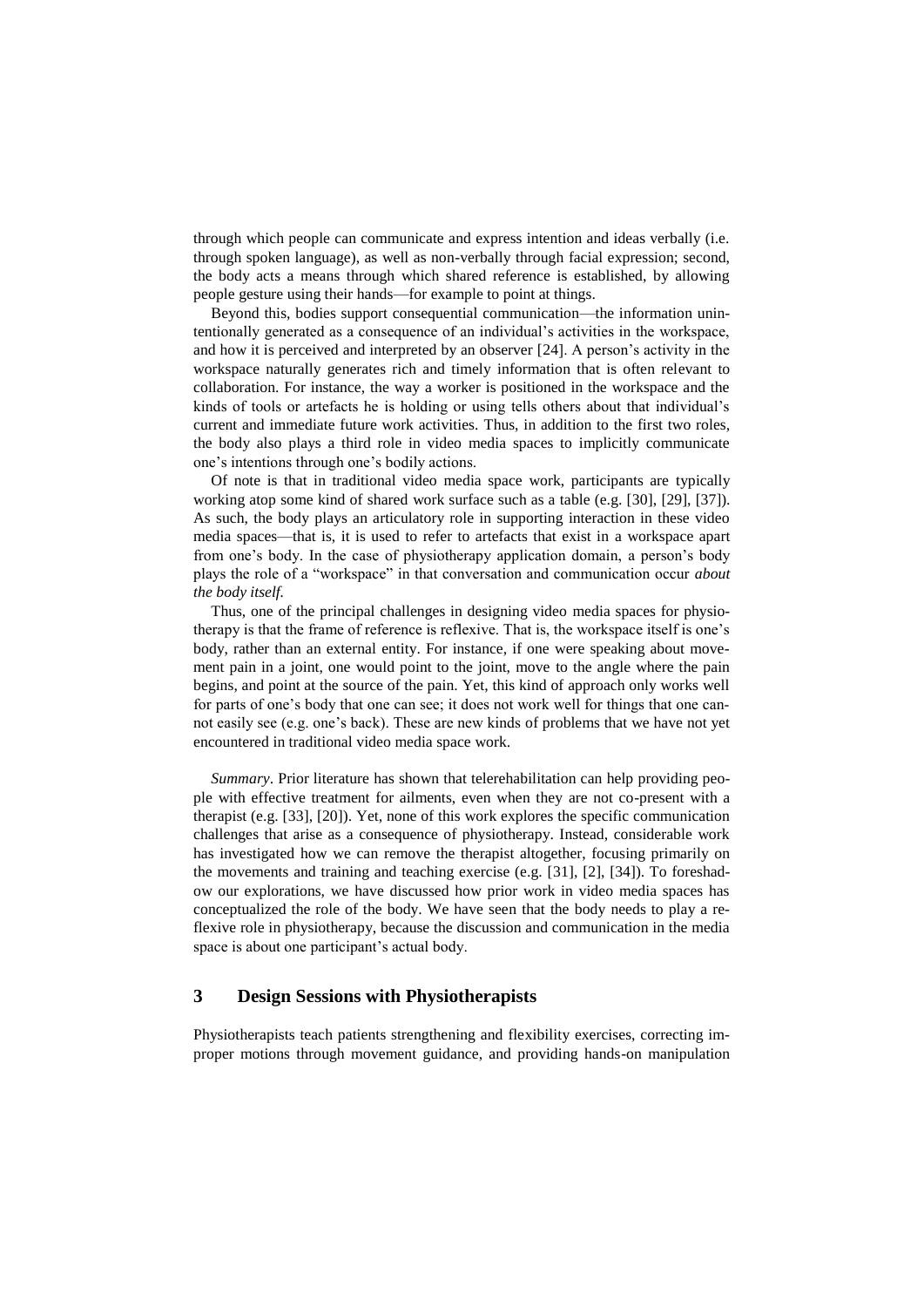through which people can communicate and express intention and ideas verbally (i.e. through spoken language), as well as non-verbally through facial expression; second, the body acts a means through which shared reference is established, by allowing people gesture using their hands—for example to point at things.

Beyond this, bodies support consequential communication—the information unintentionally generated as a consequence of an individual's activities in the workspace, and how it is perceived and interpreted by an observer [24]. A person's activity in the workspace naturally generates rich and timely information that is often relevant to collaboration. For instance, the way a worker is positioned in the workspace and the kinds of tools or artefacts he is holding or using tells others about that individual's current and immediate future work activities. Thus, in addition to the first two roles, the body also plays a third role in video media spaces to implicitly communicate one's intentions through one's bodily actions.

Of note is that in traditional video media space work, participants are typically working atop some kind of shared work surface such as a table (e.g. [30], [29], [37]). As such, the body plays an articulatory role in supporting interaction in these video media spaces—that is, it is used to refer to artefacts that exist in a workspace apart from one's body. In the case of physiotherapy application domain, a person's body plays the role of a "workspace" in that conversation and communication occur *about the body itself*.

Thus, one of the principal challenges in designing video media spaces for physiotherapy is that the frame of reference is reflexive. That is, the workspace itself is one's body, rather than an external entity. For instance, if one were speaking about movement pain in a joint, one would point to the joint, move to the angle where the pain begins, and point at the source of the pain. Yet, this kind of approach only works well for parts of one's body that one can see; it does not work well for things that one cannot easily see (e.g. one's back). These are new kinds of problems that we have not yet encountered in traditional video media space work.

*Summary*. Prior literature has shown that telerehabilitation can help providing people with effective treatment for ailments, even when they are not co-present with a therapist (e.g. [33], [20]). Yet, none of this work explores the specific communication challenges that arise as a consequence of physiotherapy. Instead, considerable work has investigated how we can remove the therapist altogether, focusing primarily on the movements and training and teaching exercise (e.g. [31], [2], [34]). To foreshadow our explorations, we have discussed how prior work in video media spaces has conceptualized the role of the body. We have seen that the body needs to play a reflexive role in physiotherapy, because the discussion and communication in the media space is about one participant's actual body.

## 3 Design Sessions with Physiotherapists

Physiotherapists teach patients strengthening and flexibility exercises, correcting improper motions through movement guidance, and providing hands-on manipulation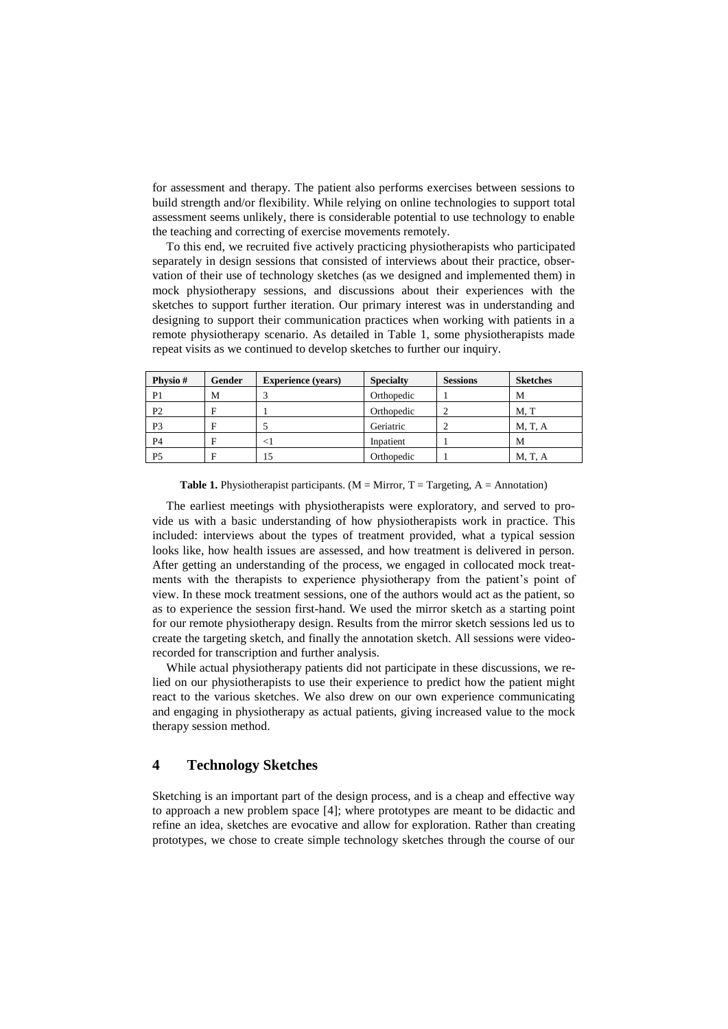for assessment and therapy. The patient also performs exercises between sessions to build strength and/or flexibility. While relying on online technologies to support total assessment seems unlikely, there is considerable potential to use technology to enable the teaching and correcting of exercise movements remotely.

To this end, we recruited five actively practicing physiotherapists who participated separately in design sessions that consisted of interviews about their practice, observation of their use of technology sketches (as we designed and implemented them) in mock physiotherapy sessions, and discussions about their experiences with the sketches to support further iteration. Our primary interest was in understanding and designing to support their communication practices when working with patients in a remote physiotherapy scenario. As detailed in Table 1, some physiotherapists made repeat visits as we continued to develop sketches to further our inquiry.

| Physio # | Gender | Experience (years) | Specialty | Sessions | Sketches |
|---|---|---|---|---|---|
| P1 | M | 3 | Orthopedic | 1 | M |
| P2 | F | 1 | Orthopedic | 2 | M, T |
| P3 | F | 5 | Geriatric | 2 | M, T, A |
| P4 | F | <1 | Inpatient | 1 | M |
| P5 | F | 15 | Orthopedic | 1 | M, T, A |

**Table 1.** Physiotherapist participants. (M = Mirror, T = Targeting, A = Annotation)

The earliest meetings with physiotherapists were exploratory, and served to provide us with a basic understanding of how physiotherapists work in practice. This included: interviews about the types of treatment provided, what a typical session looks like, how health issues are assessed, and how treatment is delivered in person. After getting an understanding of the process, we engaged in collocated mock treatments with the therapists to experience physiotherapy from the patient's point of view. In these mock treatment sessions, one of the authors would act as the patient, so as to experience the session first-hand. We used the mirror sketch as a starting point for our remote physiotherapy design. Results from the mirror sketch sessions led us to create the targeting sketch, and finally the annotation sketch. All sessions were video-recorded for transcription and further analysis.

While actual physiotherapy patients did not participate in these discussions, we relied on our physiotherapists to use their experience to predict how the patient might react to the various sketches. We also drew on our own experience communicating and engaging in physiotherapy as actual patients, giving increased value to the mock therapy session method.

## 4 Technology Sketches

Sketching is an important part of the design process, and is a cheap and effective way to approach a new problem space [4]; where prototypes are meant to be didactic and refine an idea, sketches are evocative and allow for exploration. Rather than creating prototypes, we chose to create simple technology sketches through the course of our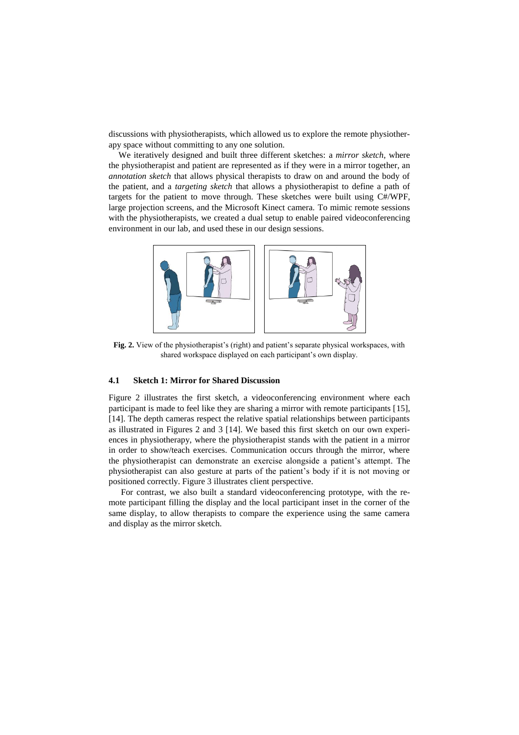discussions with physiotherapists, which allowed us to explore the remote physiotherapy space without committing to any one solution.

We iteratively designed and built three different sketches: a *mirror sketch*, where the physiotherapist and patient are represented as if they were in a mirror together, an *annotation sketch* that allows physical therapists to draw on and around the body of the patient, and a *targeting sketch* that allows a physiotherapist to define a path of targets for the patient to move through. These sketches were built using C#/WPF, large projection screens, and the Microsoft Kinect camera. To mimic remote sessions with the physiotherapists, we created a dual setup to enable paired videoconferencing environment in our lab, and used these in our design sessions.

**Fig. 2.** View of the physiotherapist's (right) and patient's separate physical workspaces, with shared workspace displayed on each participant's own display.

### 4.1 Sketch 1: Mirror for Shared Discussion

Figure 2 illustrates the first sketch, a videoconferencing environment where each participant is made to feel like they are sharing a mirror with remote participants [15], [14]. The depth cameras respect the relative spatial relationships between participants as illustrated in Figures 2 and 3 [14]. We based this first sketch on our own experiences in physiotherapy, where the physiotherapist stands with the patient in a mirror in order to show/teach exercises. Communication occurs through the mirror, where the physiotherapist can demonstrate an exercise alongside a patient's attempt. The physiotherapist can also gesture at parts of the patient's body if it is not moving or positioned correctly. Figure 3 illustrates client perspective.

For contrast, we also built a standard videoconferencing prototype, with the remote participant filling the display and the local participant inset in the corner of the same display, to allow therapists to compare the experience using the same camera and display as the mirror sketch.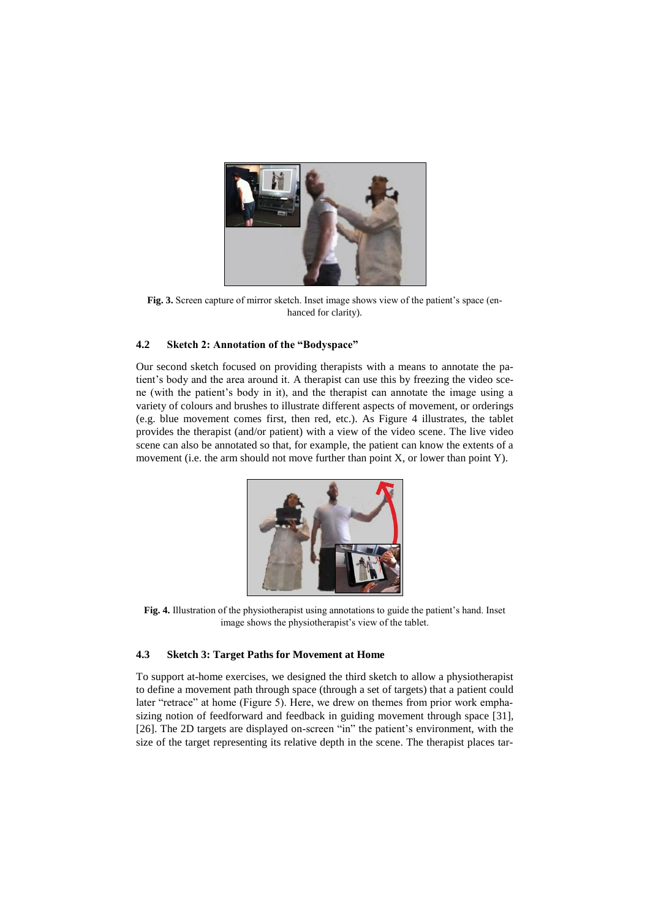Fig. 3. Screen capture of mirror sketch. Inset image shows view of the patient's space (enhanced for clarity).

### 4.2 Sketch 2: Annotation of the "Bodyspace"

Our second sketch focused on providing therapists with a means to annotate the patient's body and the area around it. A therapist can use this by freezing the video scene (with the patient's body in it), and the therapist can annotate the image using a variety of colours and brushes to illustrate different aspects of movement, or orderings (e.g. blue movement comes first, then red, etc.). As Figure 4 illustrates, the tablet provides the therapist (and/or patient) with a view of the video scene. The live video scene can also be annotated so that, for example, the patient can know the extents of a movement (i.e. the arm should not move further than point X, or lower than point Y).

Fig. 4. Illustration of the physiotherapist using annotations to guide the patient's hand. Inset image shows the physiotherapist's view of the tablet.

### 4.3 Sketch 3: Target Paths for Movement at Home

To support at-home exercises, we designed the third sketch to allow a physiotherapist to define a movement path through space (through a set of targets) that a patient could later "retrace" at home (Figure 5). Here, we drew on themes from prior work emphasizing notion of feedforward and feedback in guiding movement through space [31], [26]. The 2D targets are displayed on-screen "in" the patient's environment, with the size of the target representing its relative depth in the scene. The therapist places tar-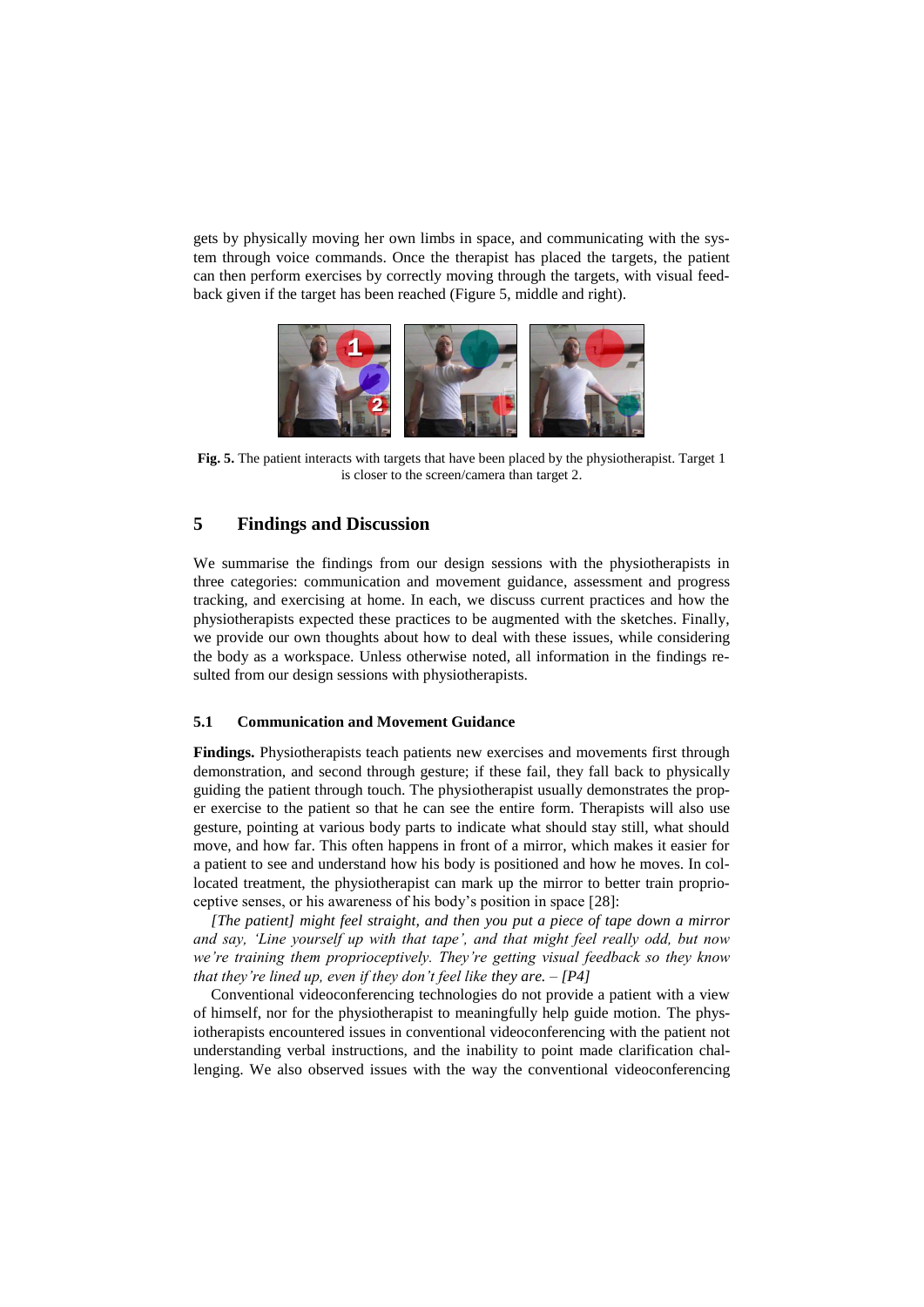gets by physically moving her own limbs in space, and communicating with the system through voice commands. Once the therapist has placed the targets, the patient can then perform exercises by correctly moving through the targets, with visual feedback given if the target has been reached (Figure 5, middle and right).

**Fig. 5.** The patient interacts with targets that have been placed by the physiotherapist. Target 1 is closer to the screen/camera than target 2.

## 5 Findings and Discussion

We summarise the findings from our design sessions with the physiotherapists in three categories: communication and movement guidance, assessment and progress tracking, and exercising at home. In each, we discuss current practices and how the physiotherapists expected these practices to be augmented with the sketches. Finally, we provide our own thoughts about how to deal with these issues, while considering the body as a workspace. Unless otherwise noted, all information in the findings resulted from our design sessions with physiotherapists.

### 5.1 Communication and Movement Guidance

**Findings.** Physiotherapists teach patients new exercises and movements first through demonstration, and second through gesture; if these fail, they fall back to physically guiding the patient through touch. The physiotherapist usually demonstrates the proper exercise to the patient so that he can see the entire form. Therapists will also use gesture, pointing at various body parts to indicate what should stay still, what should move, and how far. This often happens in front of a mirror, which makes it easier for a patient to see and understand how his body is positioned and how he moves. In co-located treatment, the physiotherapist can mark up the mirror to better train proprioceptive senses, or his awareness of his body's position in space [28]:

*[The patient] might feel straight, and then you put a piece of tape down a mirror and say, 'Line yourself up with that tape', and that might feel really odd, but now we're training them proprioceptively. They're getting visual feedback so they know that they're lined up, even if they don't feel like they are. – [P4]*

Conventional videoconferencing technologies do not provide a patient with a view of himself, nor for the physiotherapist to meaningfully help guide motion. The physiotherapists encountered issues in conventional videoconferencing with the patient not understanding verbal instructions, and the inability to point made clarification challenging. We also observed issues with the way the conventional videoconferencing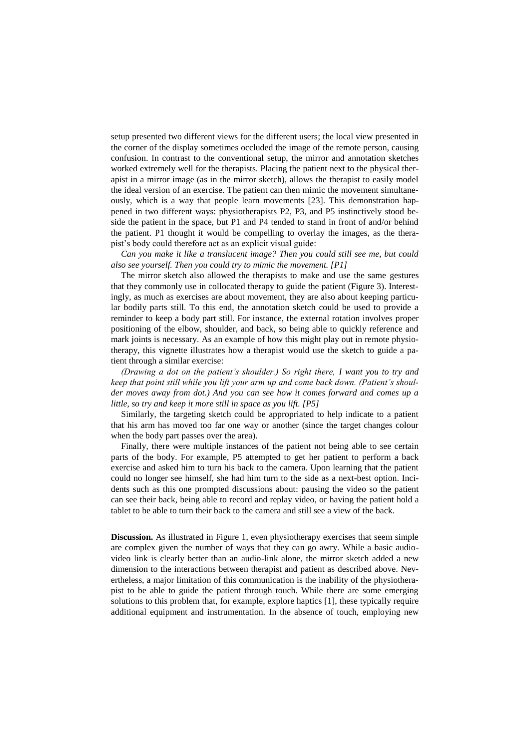setup presented two different views for the different users; the local view presented in the corner of the display sometimes occluded the image of the remote person, causing confusion. In contrast to the conventional setup, the mirror and annotation sketches worked extremely well for the therapists. Placing the patient next to the physical therapist in a mirror image (as in the mirror sketch), allows the therapist to easily model the ideal version of an exercise. The patient can then mimic the movement simultaneously, which is a way that people learn movements [23]. This demonstration happened in two different ways: physiotherapists P2, P3, and P5 instinctively stood beside the patient in the space, but P1 and P4 tended to stand in front of and/or behind the patient. P1 thought it would be compelling to overlay the images, as the therapist's body could therefore act as an explicit visual guide:

*Can you make it like a translucent image? Then you could still see me, but could also see yourself. Then you could try to mimic the movement. [P1]*

The mirror sketch also allowed the therapists to make and use the same gestures that they commonly use in collocated therapy to guide the patient (Figure 3). Interestingly, as much as exercises are about movement, they are also about keeping particular bodily parts still. To this end, the annotation sketch could be used to provide a reminder to keep a body part still. For instance, the external rotation involves proper positioning of the elbow, shoulder, and back, so being able to quickly reference and mark joints is necessary. As an example of how this might play out in remote physiotherapy, this vignette illustrates how a therapist would use the sketch to guide a patient through a similar exercise:

*(Drawing a dot on the patient's shoulder.) So right there, I want you to try and keep that point still while you lift your arm up and come back down. (Patient's shoulder moves away from dot.) And you can see how it comes forward and comes up a little, so try and keep it more still in space as you lift. [P5]*

Similarly, the targeting sketch could be appropriated to help indicate to a patient that his arm has moved too far one way or another (since the target changes colour when the body part passes over the area).

Finally, there were multiple instances of the patient not being able to see certain parts of the body. For example, P5 attempted to get her patient to perform a back exercise and asked him to turn his back to the camera. Upon learning that the patient could no longer see himself, she had him turn to the side as a next-best option. Incidents such as this one prompted discussions about: pausing the video so the patient can see their back, being able to record and replay video, or having the patient hold a tablet to be able to turn their back to the camera and still see a view of the back.

**Discussion.** As illustrated in Figure 1, even physiotherapy exercises that seem simple are complex given the number of ways that they can go awry. While a basic audio-video link is clearly better than an audio-link alone, the mirror sketch added a new dimension to the interactions between therapist and patient as described above. Nevertheless, a major limitation of this communication is the inability of the physiotherapist to be able to guide the patient through touch. While there are some emerging solutions to this problem that, for example, explore haptics [1], these typically require additional equipment and instrumentation. In the absence of touch, employing new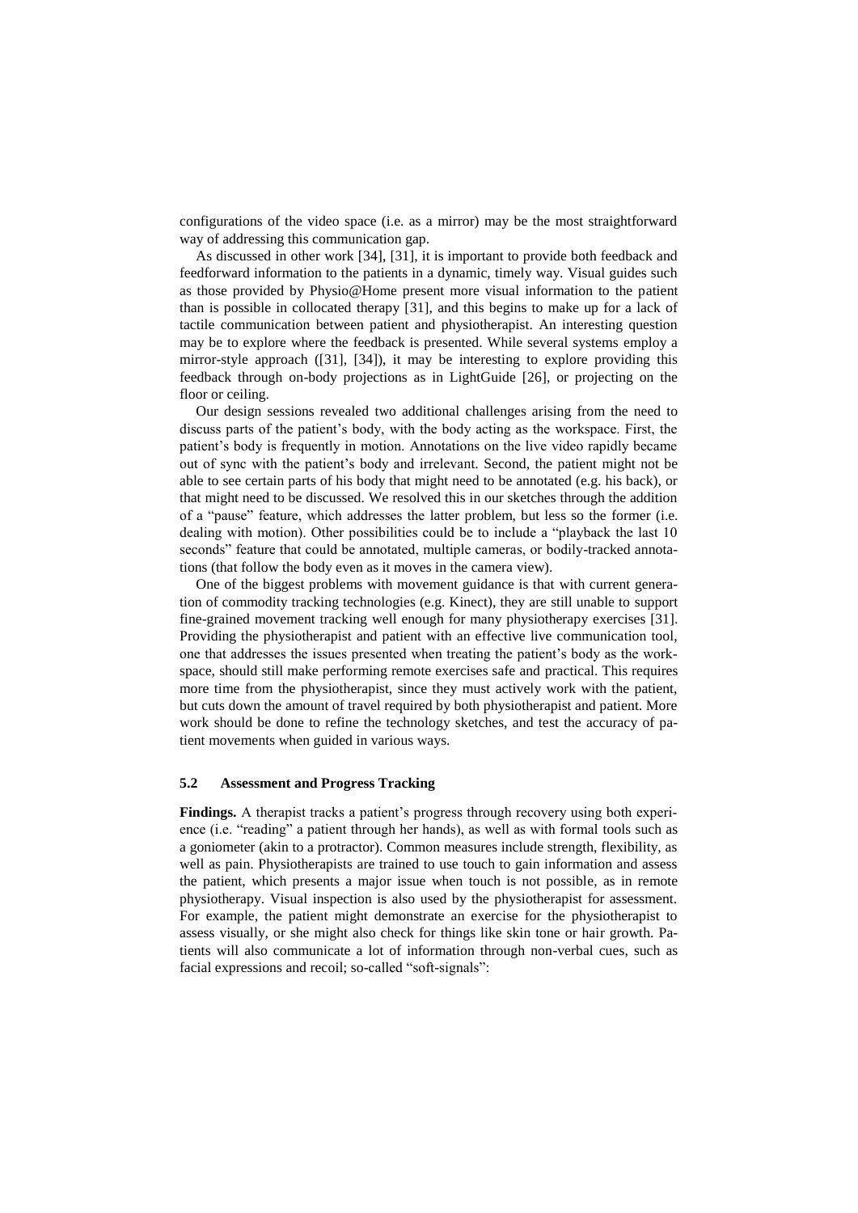configurations of the video space (i.e. as a mirror) may be the most straightforward way of addressing this communication gap.

As discussed in other work [34], [31], it is important to provide both feedback and feedforward information to the patients in a dynamic, timely way. Visual guides such as those provided by Physio@Home present more visual information to the patient than is possible in collocated therapy [31], and this begins to make up for a lack of tactile communication between patient and physiotherapist. An interesting question may be to explore where the feedback is presented. While several systems employ a mirror-style approach ([31], [34]), it may be interesting to explore providing this feedback through on-body projections as in LightGuide [26], or projecting on the floor or ceiling.

Our design sessions revealed two additional challenges arising from the need to discuss parts of the patient's body, with the body acting as the workspace. First, the patient's body is frequently in motion. Annotations on the live video rapidly became out of sync with the patient's body and irrelevant. Second, the patient might not be able to see certain parts of his body that might need to be annotated (e.g. his back), or that might need to be discussed. We resolved this in our sketches through the addition of a "pause" feature, which addresses the latter problem, but less so the former (i.e. dealing with motion). Other possibilities could be to include a "playback the last 10 seconds" feature that could be annotated, multiple cameras, or bodily-tracked annotations (that follow the body even as it moves in the camera view).

One of the biggest problems with movement guidance is that with current generation of commodity tracking technologies (e.g. Kinect), they are still unable to support fine-grained movement tracking well enough for many physiotherapy exercises [31]. Providing the physiotherapist and patient with an effective live communication tool, one that addresses the issues presented when treating the patient's body as the workspace, should still make performing remote exercises safe and practical. This requires more time from the physiotherapist, since they must actively work with the patient, but cuts down the amount of travel required by both physiotherapist and patient. More work should be done to refine the technology sketches, and test the accuracy of patient movements when guided in various ways.

### 5.2 Assessment and Progress Tracking

**Findings.** A therapist tracks a patient's progress through recovery using both experience (i.e. "reading" a patient through her hands), as well as with formal tools such as a goniometer (akin to a protractor). Common measures include strength, flexibility, as well as pain. Physiotherapists are trained to use touch to gain information and assess the patient, which presents a major issue when touch is not possible, as in remote physiotherapy. Visual inspection is also used by the physiotherapist for assessment. For example, the patient might demonstrate an exercise for the physiotherapist to assess visually, or she might also check for things like skin tone or hair growth. Patients will also communicate a lot of information through non-verbal cues, such as facial expressions and recoil; so-called "soft-signals":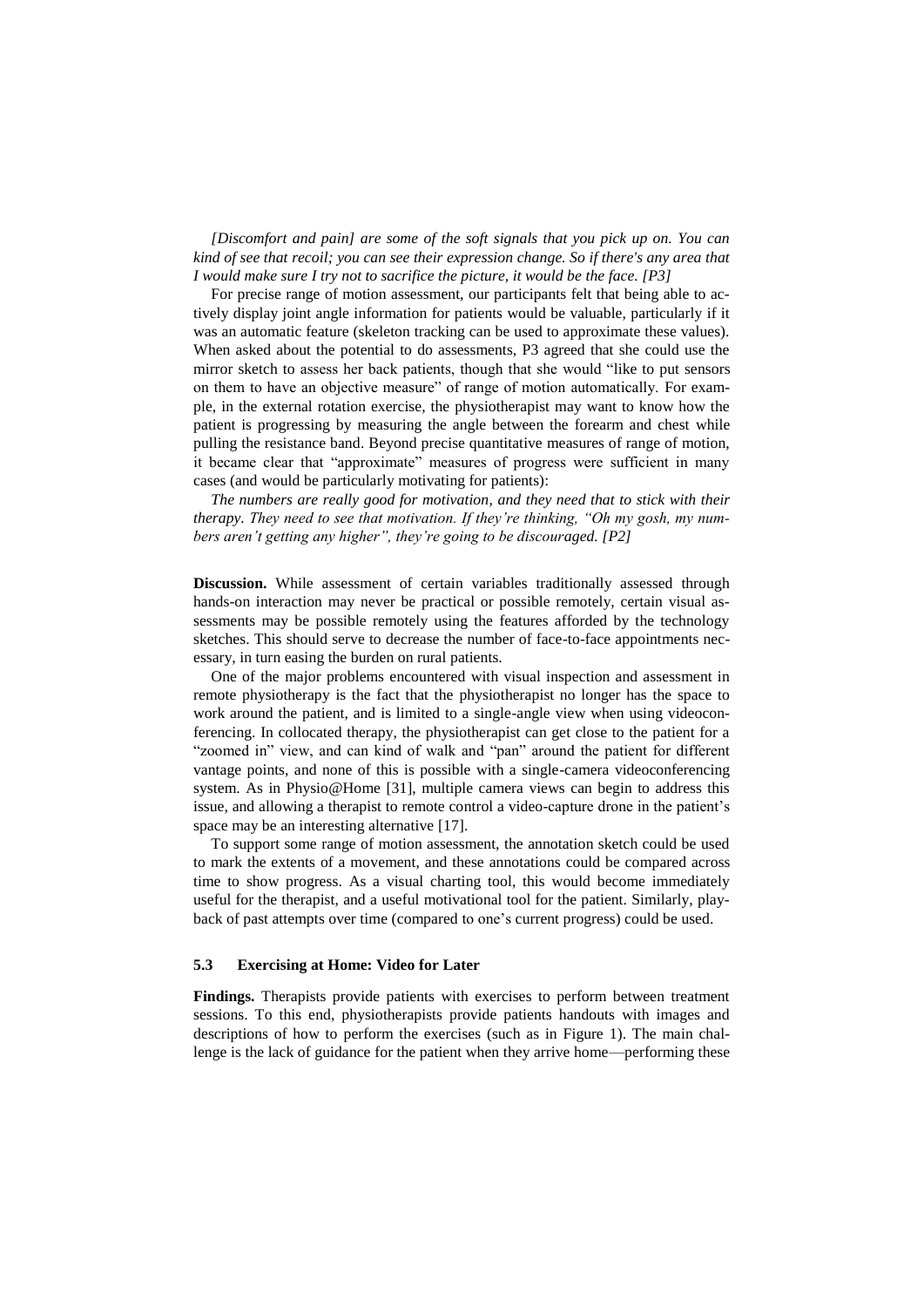*[Discomfort and pain] are some of the soft signals that you pick up on. You can kind of see that recoil; you can see their expression change. So if there's any area that I would make sure I try not to sacrifice the picture, it would be the face. [P3]*

For precise range of motion assessment, our participants felt that being able to actively display joint angle information for patients would be valuable, particularly if it was an automatic feature (skeleton tracking can be used to approximate these values). When asked about the potential to do assessments, P3 agreed that she could use the mirror sketch to assess her back patients, though that she would "like to put sensors on them to have an objective measure" of range of motion automatically. For example, in the external rotation exercise, the physiotherapist may want to know how the patient is progressing by measuring the angle between the forearm and chest while pulling the resistance band. Beyond precise quantitative measures of range of motion, it became clear that "approximate" measures of progress were sufficient in many cases (and would be particularly motivating for patients):

*The numbers are really good for motivation, and they need that to stick with their therapy. They need to see that motivation. If they're thinking, "Oh my gosh, my numbers aren't getting any higher", they're going to be discouraged. [P2]*

**Discussion.** While assessment of certain variables traditionally assessed through hands-on interaction may never be practical or possible remotely, certain visual assessments may be possible remotely using the features afforded by the technology sketches. This should serve to decrease the number of face-to-face appointments necessary, in turn easing the burden on rural patients.

One of the major problems encountered with visual inspection and assessment in remote physiotherapy is the fact that the physiotherapist no longer has the space to work around the patient, and is limited to a single-angle view when using videoconferencing. In collocated therapy, the physiotherapist can get close to the patient for a "zoomed in" view, and can kind of walk and "pan" around the patient for different vantage points, and none of this is possible with a single-camera videoconferencing system. As in Physio@Home [31], multiple camera views can begin to address this issue, and allowing a therapist to remote control a video-capture drone in the patient's space may be an interesting alternative [17].

To support some range of motion assessment, the annotation sketch could be used to mark the extents of a movement, and these annotations could be compared across time to show progress. As a visual charting tool, this would become immediately useful for the therapist, and a useful motivational tool for the patient. Similarly, playback of past attempts over time (compared to one's current progress) could be used.

### 5.3 Exercising at Home: Video for Later

**Findings.** Therapists provide patients with exercises to perform between treatment sessions. To this end, physiotherapists provide patients handouts with images and descriptions of how to perform the exercises (such as in Figure 1). The main challenge is the lack of guidance for the patient when they arrive home—performing these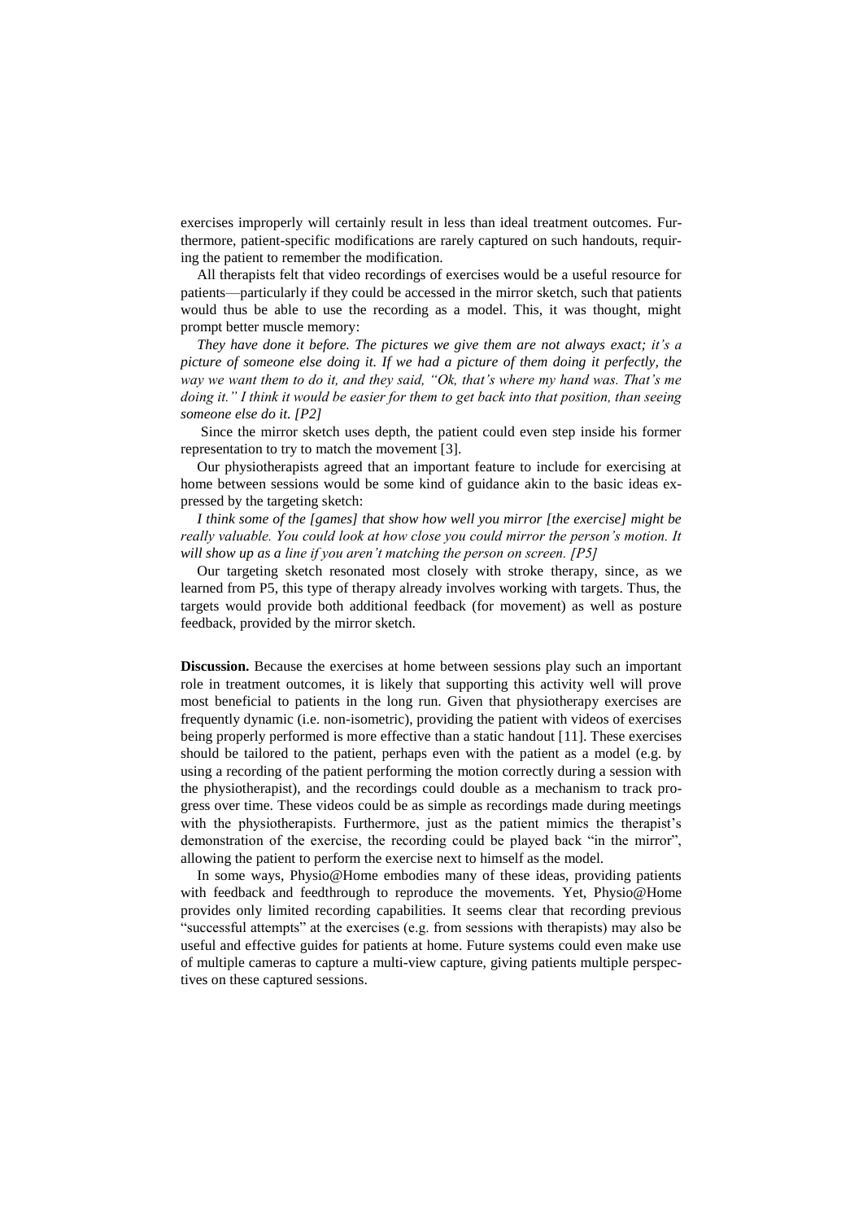exercises improperly will certainly result in less than ideal treatment outcomes. Furthermore, patient-specific modifications are rarely captured on such handouts, requiring the patient to remember the modification.

All therapists felt that video recordings of exercises would be a useful resource for patients—particularly if they could be accessed in the mirror sketch, such that patients would thus be able to use the recording as a model. This, it was thought, might prompt better muscle memory:

*They have done it before. The pictures we give them are not always exact; it's a picture of someone else doing it. If we had a picture of them doing it perfectly, the way we want them to do it, and they said, "Ok, that's where my hand was. That's me doing it." I think it would be easier for them to get back into that position, than seeing someone else do it. [P2]*

Since the mirror sketch uses depth, the patient could even step inside his former representation to try to match the movement [3].

Our physiotherapists agreed that an important feature to include for exercising at home between sessions would be some kind of guidance akin to the basic ideas expressed by the targeting sketch:

*I think some of the [games] that show how well you mirror [the exercise] might be really valuable. You could look at how close you could mirror the person's motion. It will show up as a line if you aren't matching the person on screen. [P5]*

Our targeting sketch resonated most closely with stroke therapy, since, as we learned from P5, this type of therapy already involves working with targets. Thus, the targets would provide both additional feedback (for movement) as well as posture feedback, provided by the mirror sketch.

**Discussion.** Because the exercises at home between sessions play such an important role in treatment outcomes, it is likely that supporting this activity well will prove most beneficial to patients in the long run. Given that physiotherapy exercises are frequently dynamic (i.e. non-isometric), providing the patient with videos of exercises being properly performed is more effective than a static handout [11]. These exercises should be tailored to the patient, perhaps even with the patient as a model (e.g. by using a recording of the patient performing the motion correctly during a session with the physiotherapist), and the recordings could double as a mechanism to track progress over time. These videos could be as simple as recordings made during meetings with the physiotherapists. Furthermore, just as the patient mimics the therapist's demonstration of the exercise, the recording could be played back "in the mirror", allowing the patient to perform the exercise next to himself as the model.

In some ways, Physio@Home embodies many of these ideas, providing patients with feedback and feedthrough to reproduce the movements. Yet, Physio@Home provides only limited recording capabilities. It seems clear that recording previous "successful attempts" at the exercises (e.g. from sessions with therapists) may also be useful and effective guides for patients at home. Future systems could even make use of multiple cameras to capture a multi-view capture, giving patients multiple perspectives on these captured sessions.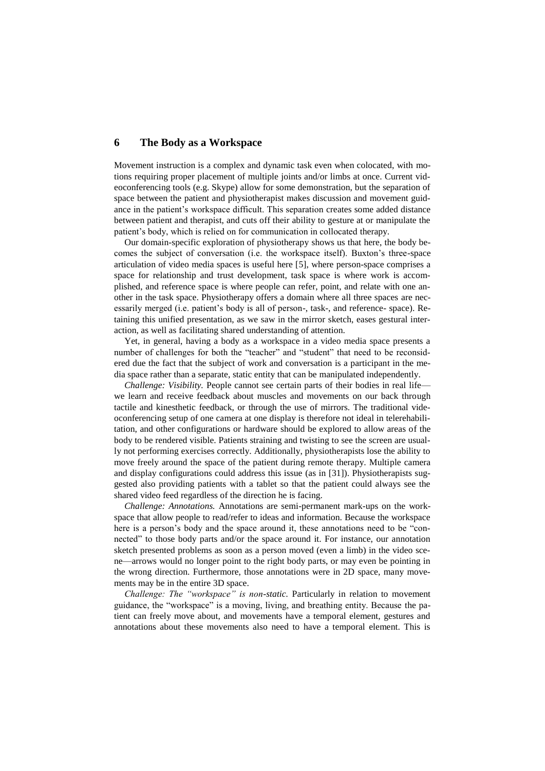## 6 The Body as a Workspace

Movement instruction is a complex and dynamic task even when colocated, with motions requiring proper placement of multiple joints and/or limbs at once. Current videoconferencing tools (e.g. Skype) allow for some demonstration, but the separation of space between the patient and physiotherapist makes discussion and movement guidance in the patient's workspace difficult. This separation creates some added distance between patient and therapist, and cuts off their ability to gesture at or manipulate the patient's body, which is relied on for communication in collocated therapy.

Our domain-specific exploration of physiotherapy shows us that here, the body becomes the subject of conversation (i.e. the workspace itself). Buxton's three-space articulation of video media spaces is useful here [5], where person-space comprises a space for relationship and trust development, task space is where work is accomplished, and reference space is where people can refer, point, and relate with one another in the task space. Physiotherapy offers a domain where all three spaces are necessarily merged (i.e. patient's body is all of person-, task-, and reference- space). Retaining this unified presentation, as we saw in the mirror sketch, eases gestural interaction, as well as facilitating shared understanding of attention.

Yet, in general, having a body as a workspace in a video media space presents a number of challenges for both the "teacher" and "student" that need to be reconsidered due the fact that the subject of work and conversation is a participant in the media space rather than a separate, static entity that can be manipulated independently.

*Challenge: Visibility.* People cannot see certain parts of their bodies in real life—we learn and receive feedback about muscles and movements on our back through tactile and kinesthetic feedback, or through the use of mirrors. The traditional videoconferencing setup of one camera at one display is therefore not ideal in telerehabilitation, and other configurations or hardware should be explored to allow areas of the body to be rendered visible. Patients straining and twisting to see the screen are usually not performing exercises correctly. Additionally, physiotherapists lose the ability to move freely around the space of the patient during remote therapy. Multiple camera and display configurations could address this issue (as in [31]). Physiotherapists suggested also providing patients with a tablet so that the patient could always see the shared video feed regardless of the direction he is facing.

*Challenge: Annotations.* Annotations are semi-permanent mark-ups on the workspace that allow people to read/refer to ideas and information. Because the workspace here is a person's body and the space around it, these annotations need to be "connected" to those body parts and/or the space around it. For instance, our annotation sketch presented problems as soon as a person moved (even a limb) in the video scene—arrows would no longer point to the right body parts, or may even be pointing in the wrong direction. Furthermore, those annotations were in 2D space, many movements may be in the entire 3D space.

*Challenge: The "workspace" is non-static.* Particularly in relation to movement guidance, the "workspace" is a moving, living, and breathing entity. Because the patient can freely move about, and movements have a temporal element, gestures and annotations about these movements also need to have a temporal element. This is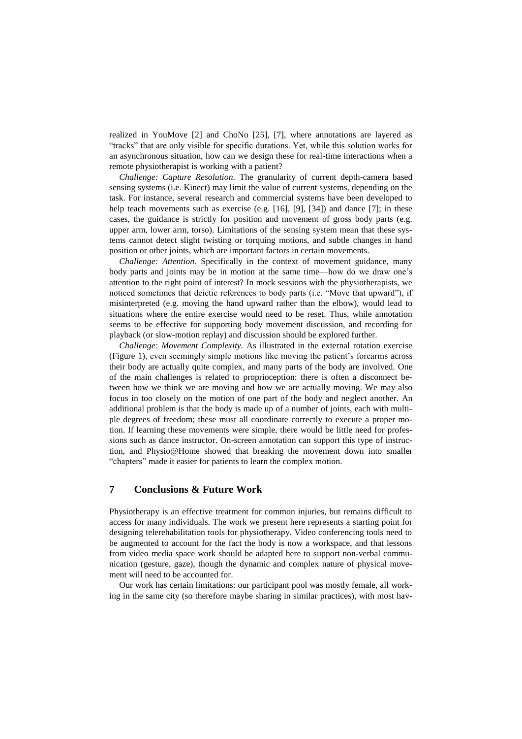realized in YouMove [2] and ChoNo [25], [7], where annotations are layered as "tracks" that are only visible for specific durations. Yet, while this solution works for an asynchronous situation, how can we design these for real-time interactions when a remote physiotherapist is working with a patient?

*Challenge: Capture Resolution.* The granularity of current depth-camera based sensing systems (i.e. Kinect) may limit the value of current systems, depending on the task. For instance, several research and commercial systems have been developed to help teach movements such as exercise (e.g. [16], [9], [34]) and dance [7]; in these cases, the guidance is strictly for position and movement of gross body parts (e.g. upper arm, lower arm, torso). Limitations of the sensing system mean that these systems cannot detect slight twisting or torquing motions, and subtle changes in hand position or other joints, which are important factors in certain movements.

*Challenge: Attention.* Specifically in the context of movement guidance, many body parts and joints may be in motion at the same time—how do we draw one's attention to the right point of interest? In mock sessions with the physiotherapists, we noticed sometimes that deictic references to body parts (i.e. "Move that upward"), if misinterpreted (e.g. moving the hand upward rather than the elbow), would lead to situations where the entire exercise would need to be reset. Thus, while annotation seems to be effective for supporting body movement discussion, and recording for playback (or slow-motion replay) and discussion should be explored further.

*Challenge: Movement Complexity.* As illustrated in the external rotation exercise (Figure 1), even seemingly simple motions like moving the patient's forearms across their body are actually quite complex, and many parts of the body are involved. One of the main challenges is related to proprioception: there is often a disconnect between how we think we are moving and how we are actually moving. We may also focus in too closely on the motion of one part of the body and neglect another. An additional problem is that the body is made up of a number of joints, each with multiple degrees of freedom; these must all coordinate correctly to execute a proper motion. If learning these movements were simple, there would be little need for professions such as dance instructor. On-screen annotation can support this type of instruction, and Physio@Home showed that breaking the movement down into smaller "chapters" made it easier for patients to learn the complex motion.

## 7 Conclusions & Future Work

Physiotherapy is an effective treatment for common injuries, but remains difficult to access for many individuals. The work we present here represents a starting point for designing telerehabilitation tools for physiotherapy. Video conferencing tools need to be augmented to account for the fact the body is now a workspace, and that lessons from video media space work should be adapted here to support non-verbal communication (gesture, gaze), though the dynamic and complex nature of physical movement will need to be accounted for.

Our work has certain limitations: our participant pool was mostly female, all working in the same city (so therefore maybe sharing in similar practices), with most hav-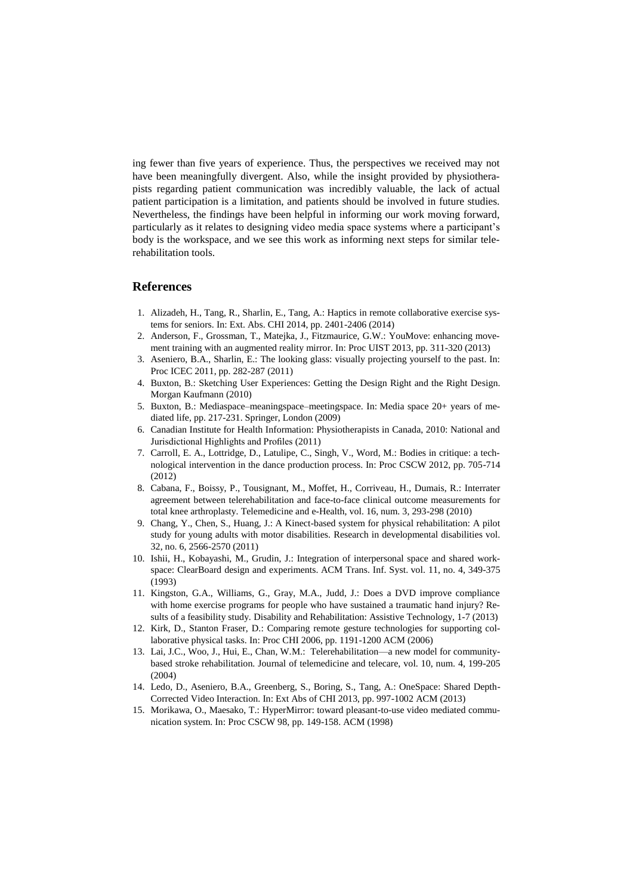ing fewer than five years of experience. Thus, the perspectives we received may not have been meaningfully divergent. Also, while the insight provided by physiotherapists regarding patient communication was incredibly valuable, the lack of actual patient participation is a limitation, and patients should be involved in future studies. Nevertheless, the findings have been helpful in informing our work moving forward, particularly as it relates to designing video media space systems where a participant's body is the workspace, and we see this work as informing next steps for similar telerehabilitation tools.

## References

1. Alizadeh, H., Tang, R., Sharlin, E., Tang, A.: Haptics in remote collaborative exercise systems for seniors. In: Ext. Abs. CHI 2014, pp. 2401-2406 (2014)
2. Anderson, F., Grossman, T., Matejka, J., Fitzmaurice, G.W.: YouMove: enhancing movement training with an augmented reality mirror. In: Proc UIST 2013, pp. 311-320 (2013)
3. Aseniero, B.A., Sharlin, E.: The looking glass: visually projecting yourself to the past. In: Proc ICEC 2011, pp. 282-287 (2011)
4. Buxton, B.: Sketching User Experiences: Getting the Design Right and the Right Design. Morgan Kaufmann (2010)
5. Buxton, B.: Mediaspace–meaningspace–meetingspace. In: Media space 20+ years of mediated life, pp. 217-231. Springer, London (2009)
6. Canadian Institute for Health Information: Physiotherapists in Canada, 2010: National and Jurisdictional Highlights and Profiles (2011)
7. Carroll, E. A., Lottridge, D., Latulipe, C., Singh, V., Word, M.: Bodies in critique: a technological intervention in the dance production process. In: Proc CSCW 2012, pp. 705-714 (2012)
8. Cabana, F., Boissy, P., Tousignant, M., Moffet, H., Corriveau, H., Dumais, R.: Interrater agreement between telerehabilitation and face-to-face clinical outcome measurements for total knee arthroplasty. Telemedicine and e-Health, vol. 16, num. 3, 293-298 (2010)
9. Chang, Y., Chen, S., Huang, J.: A Kinect-based system for physical rehabilitation: A pilot study for young adults with motor disabilities. Research in developmental disabilities vol. 32, no. 6, 2566-2570 (2011)
10. Ishii, H., Kobayashi, M., Grudin, J.: Integration of interpersonal space and shared workspace: ClearBoard design and experiments. ACM Trans. Inf. Syst. vol. 11, no. 4, 349-375 (1993)
11. Kingston, G.A., Williams, G., Gray, M.A., Judd, J.: Does a DVD improve compliance with home exercise programs for people who have sustained a traumatic hand injury? Results of a feasibility study. Disability and Rehabilitation: Assistive Technology, 1-7 (2013)
12. Kirk, D., Stanton Fraser, D.: Comparing remote gesture technologies for supporting collaborative physical tasks. In: Proc CHI 2006, pp. 1191-1200 ACM (2006)
13. Lai, J.C., Woo, J., Hui, E., Chan, W.M.: Telerehabilitation—a new model for community-based stroke rehabilitation. Journal of telemedicine and telecare, vol. 10, num. 4, 199-205 (2004)
14. Ledo, D., Aseniero, B.A., Greenberg, S., Boring, S., Tang, A.: OneSpace: Shared Depth-Corrected Video Interaction. In: Ext Abs of CHI 2013, pp. 997-1002 ACM (2013)
15. Morikawa, O., Maesako, T.: HyperMirror: toward pleasant-to-use video mediated communication system. In: Proc CSCW 98, pp. 149-158. ACM (1998)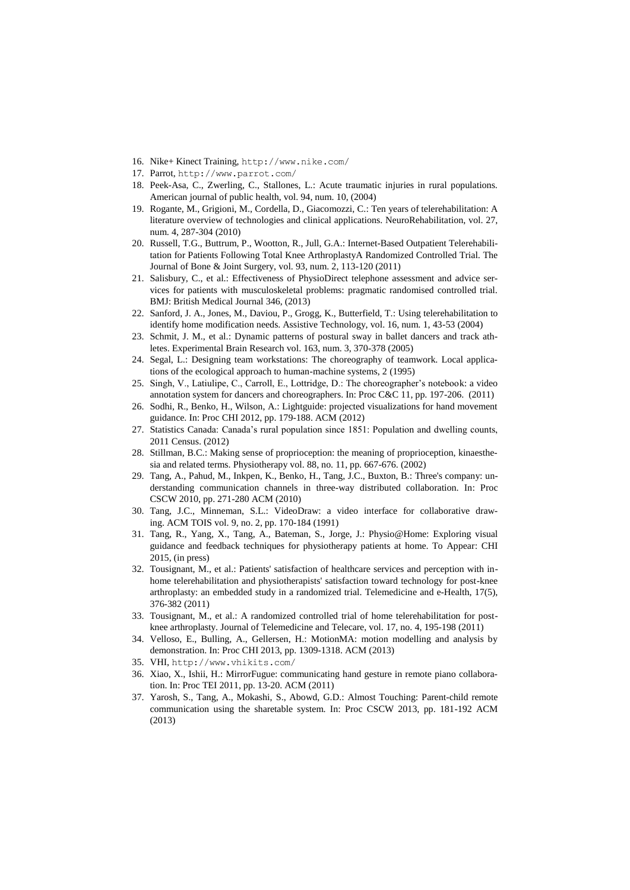16. Nike+ Kinect Training, http://www.nike.com/
17. Parrot, http://www.parrot.com/
18. Peek-Asa, C., Zwerling, C., Stallones, L.: Acute traumatic injuries in rural populations. American journal of public health, vol. 94, num. 10, (2004)
19. Rogante, M., Grigioni, M., Cordella, D., Giacomozzi, C.: Ten years of telerehabilitation: A literature overview of technologies and clinical applications. NeuroRehabilitation, vol. 27, num. 4, 287-304 (2010)
20. Russell, T.G., Buttrum, P., Wootton, R., Jull, G.A.: Internet-Based Outpatient Telerehabilitation for Patients Following Total Knee ArthroplastyA Randomized Controlled Trial. The Journal of Bone & Joint Surgery, vol. 93, num. 2, 113-120 (2011)
21. Salisbury, C., et al.: Effectiveness of PhysioDirect telephone assessment and advice services for patients with musculoskeletal problems: pragmatic randomised controlled trial. BMJ: British Medical Journal 346, (2013)
22. Sanford, J. A., Jones, M., Daviou, P., Grogg, K., Butterfield, T.: Using telerehabilitation to identify home modification needs. Assistive Technology, vol. 16, num. 1, 43-53 (2004)
23. Schmit, J. M., et al.: Dynamic patterns of postural sway in ballet dancers and track athletes. Experimental Brain Research vol. 163, num. 3, 370-378 (2005)
24. Segal, L.: Designing team workstations: The choreography of teamwork. Local applications of the ecological approach to human-machine systems, 2 (1995)
25. Singh, V., Latiulipe, C., Carroll, E., Lottridge, D.: The choreographer's notebook: a video annotation system for dancers and choreographers. In: Proc C&C 11, pp. 197-206. (2011)
26. Sodhi, R., Benko, H., Wilson, A.: Lightguide: projected visualizations for hand movement guidance. In: Proc CHI 2012, pp. 179-188. ACM (2012)
27. Statistics Canada: Canada's rural population since 1851: Population and dwelling counts, 2011 Census. (2012)
28. Stillman, B.C.: Making sense of proprioception: the meaning of proprioception, kinaesthesia and related terms. Physiotherapy vol. 88, no. 11, pp. 667-676. (2002)
29. Tang, A., Pahud, M., Inkpen, K., Benko, H., Tang, J.C., Buxton, B.: Three's company: understanding communication channels in three-way distributed collaboration. In: Proc CSCW 2010, pp. 271-280 ACM (2010)
30. Tang, J.C., Minneman, S.L.: VideoDraw: a video interface for collaborative drawing. ACM TOIS vol. 9, no. 2, pp. 170-184 (1991)
31. Tang, R., Yang, X., Tang, A., Bateman, S., Jorge, J.: Physio@Home: Exploring visual guidance and feedback techniques for physiotherapy patients at home. To Appear: CHI 2015, (in press)
32. Tousignant, M., et al.: Patients' satisfaction of healthcare services and perception with in-home telerehabilitation and physiotherapists' satisfaction toward technology for post-knee arthroplasty: an embedded study in a randomized trial. Telemedicine and e-Health, 17(5), 376-382 (2011)
33. Tousignant, M., et al.: A randomized controlled trial of home telerehabilitation for post-knee arthroplasty. Journal of Telemedicine and Telecare, vol. 17, no. 4, 195-198 (2011)
34. Velloso, E., Bulling, A., Gellersen, H.: MotionMA: motion modelling and analysis by demonstration. In: Proc CHI 2013, pp. 1309-1318. ACM (2013)
35. VHI, http://www.vhikits.com/
36. Xiao, X., Ishii, H.: MirrorFugue: communicating hand gesture in remote piano collaboration. In: Proc TEI 2011, pp. 13-20. ACM (2011)
37. Yarosh, S., Tang, A., Mokashi, S., Abowd, G.D.: Almost Touching: Parent-child remote communication using the sharetable system. In: Proc CSCW 2013, pp. 181-192 ACM (2013)